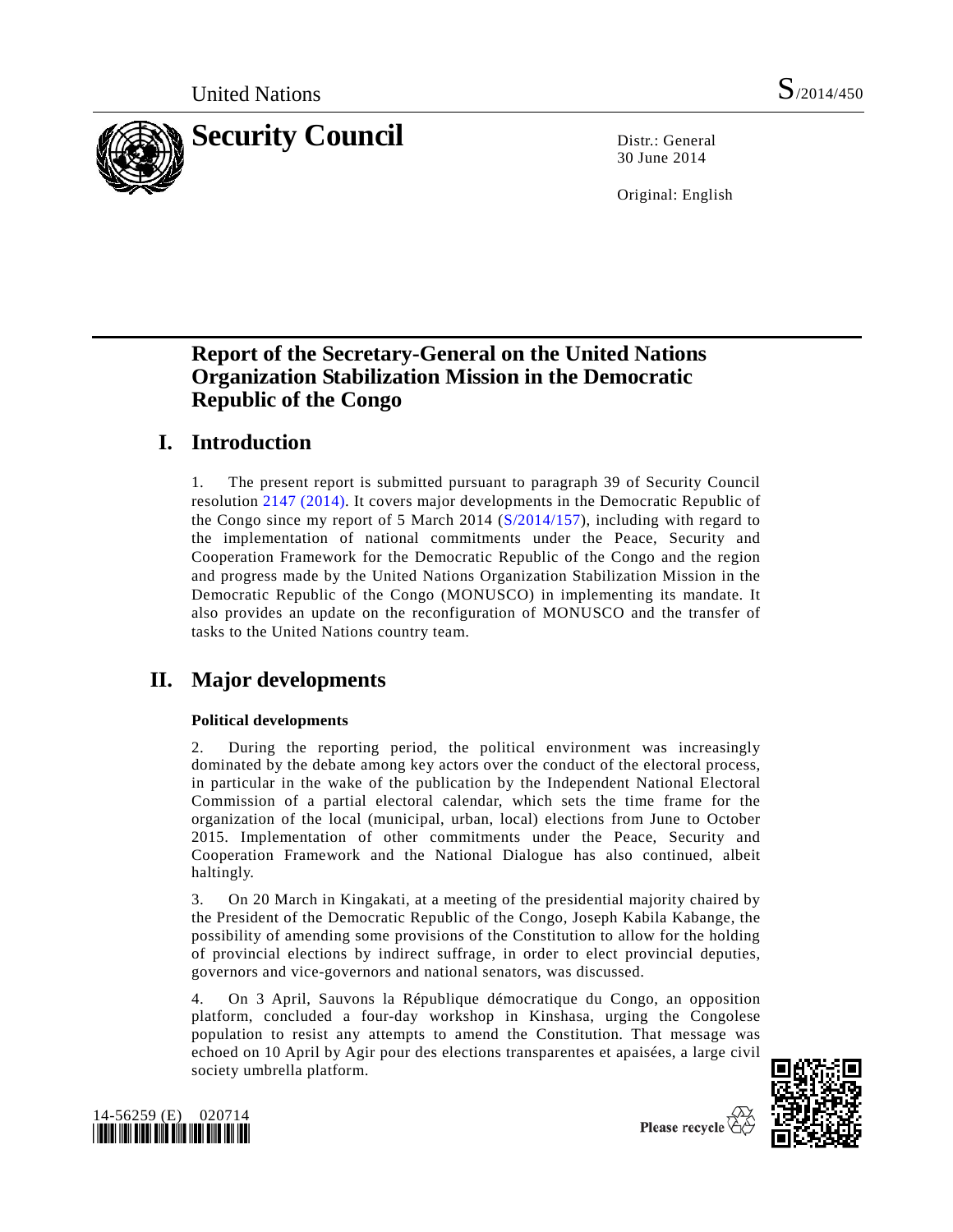United Nations S/2014/450

# Security Council

Distr.: General
30 June 2014

Original: English

# Report of the Secretary-General on the United Nations Organization Stabilization Mission in the Democratic Republic of the Congo

## I. Introduction

1. The present report is submitted pursuant to paragraph 39 of Security Council resolution 2147 (2014). It covers major developments in the Democratic Republic of the Congo since my report of 5 March 2014 (S/2014/157), including with regard to the implementation of national commitments under the Peace, Security and Cooperation Framework for the Democratic Republic of the Congo and the region and progress made by the United Nations Organization Stabilization Mission in the Democratic Republic of the Congo (MONUSCO) in implementing its mandate. It also provides an update on the reconfiguration of MONUSCO and the transfer of tasks to the United Nations country team.

## II. Major developments

### Political developments

2. During the reporting period, the political environment was increasingly dominated by the debate among key actors over the conduct of the electoral process, in particular in the wake of the publication by the Independent National Electoral Commission of a partial electoral calendar, which sets the time frame for the organization of the local (municipal, urban, local) elections from June to October 2015. Implementation of other commitments under the Peace, Security and Cooperation Framework and the National Dialogue has also continued, albeit haltingly.

3. On 20 March in Kingakati, at a meeting of the presidential majority chaired by the President of the Democratic Republic of the Congo, Joseph Kabila Kabange, the possibility of amending some provisions of the Constitution to allow for the holding of provincial elections by indirect suffrage, in order to elect provincial deputies, governors and vice-governors and national senators, was discussed.

4. On 3 April, Sauvons la République démocratique du Congo, an opposition platform, concluded a four-day workshop in Kinshasa, urging the Congolese population to resist any attempts to amend the Constitution. That message was echoed on 10 April by Agir pour des elections transparentes et apaisées, a large civil society umbrella platform.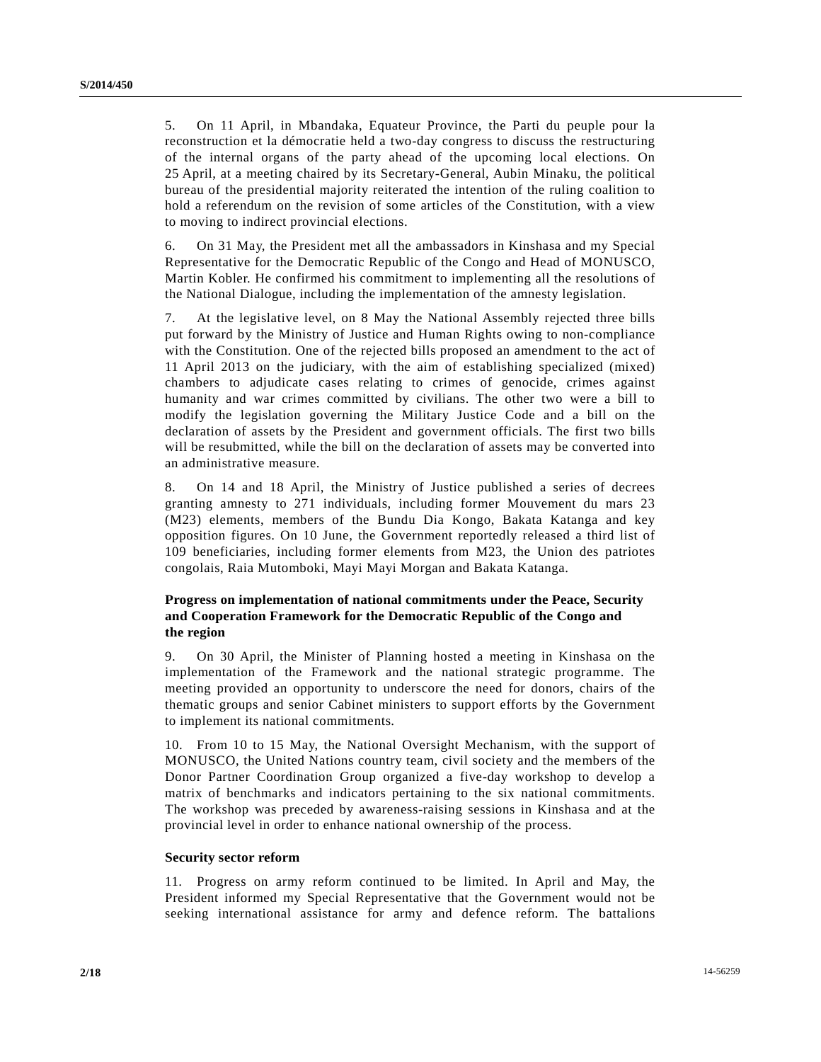5. On 11 April, in Mbandaka, Equateur Province, the Parti du peuple pour la reconstruction et la démocratie held a two-day congress to discuss the restructuring of the internal organs of the party ahead of the upcoming local elections. On 25 April, at a meeting chaired by its Secretary-General, Aubin Minaku, the political bureau of the presidential majority reiterated the intention of the ruling coalition to hold a referendum on the revision of some articles of the Constitution, with a view to moving to indirect provincial elections.

6. On 31 May, the President met all the ambassadors in Kinshasa and my Special Representative for the Democratic Republic of the Congo and Head of MONUSCO, Martin Kobler. He confirmed his commitment to implementing all the resolutions of the National Dialogue, including the implementation of the amnesty legislation.

7. At the legislative level, on 8 May the National Assembly rejected three bills put forward by the Ministry of Justice and Human Rights owing to non-compliance with the Constitution. One of the rejected bills proposed an amendment to the act of 11 April 2013 on the judiciary, with the aim of establishing specialized (mixed) chambers to adjudicate cases relating to crimes of genocide, crimes against humanity and war crimes committed by civilians. The other two were a bill to modify the legislation governing the Military Justice Code and a bill on the declaration of assets by the President and government officials. The first two bills will be resubmitted, while the bill on the declaration of assets may be converted into an administrative measure.

8. On 14 and 18 April, the Ministry of Justice published a series of decrees granting amnesty to 271 individuals, including former Mouvement du mars 23 (M23) elements, members of the Bundu Dia Kongo, Bakata Katanga and key opposition figures. On 10 June, the Government reportedly released a third list of 109 beneficiaries, including former elements from M23, the Union des patriotes congolais, Raia Mutomboki, Mayi Mayi Morgan and Bakata Katanga.

### Progress on implementation of national commitments under the Peace, Security and Cooperation Framework for the Democratic Republic of the Congo and the region

9. On 30 April, the Minister of Planning hosted a meeting in Kinshasa on the implementation of the Framework and the national strategic programme. The meeting provided an opportunity to underscore the need for donors, chairs of the thematic groups and senior Cabinet ministers to support efforts by the Government to implement its national commitments.

10. From 10 to 15 May, the National Oversight Mechanism, with the support of MONUSCO, the United Nations country team, civil society and the members of the Donor Partner Coordination Group organized a five-day workshop to develop a matrix of benchmarks and indicators pertaining to the six national commitments. The workshop was preceded by awareness-raising sessions in Kinshasa and at the provincial level in order to enhance national ownership of the process.

#### Security sector reform

11. Progress on army reform continued to be limited. In April and May, the President informed my Special Representative that the Government would not be seeking international assistance for army and defence reform. The battalions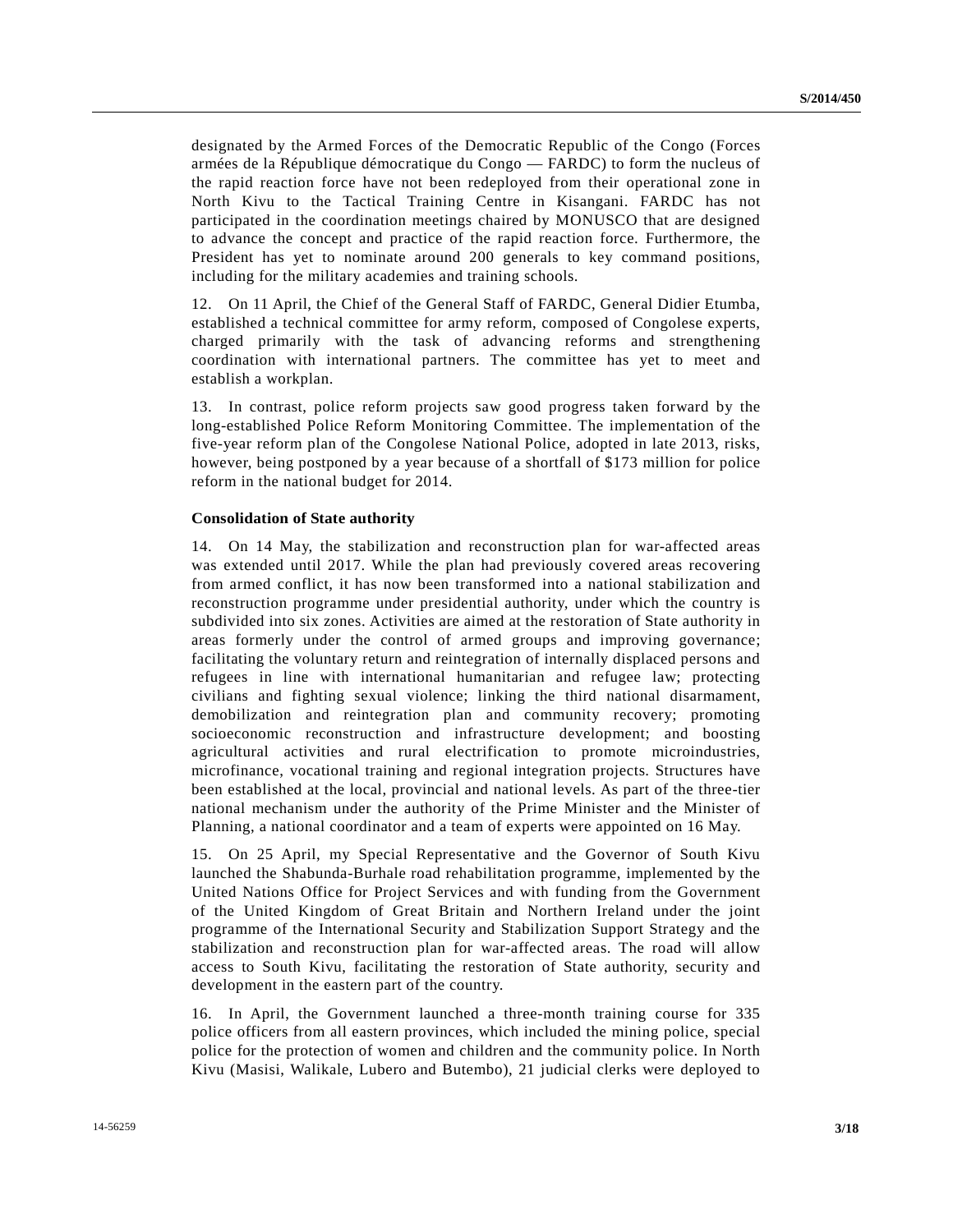designated by the Armed Forces of the Democratic Republic of the Congo (Forces armées de la République démocratique du Congo — FARDC) to form the nucleus of the rapid reaction force have not been redeployed from their operational zone in North Kivu to the Tactical Training Centre in Kisangani. FARDC has not participated in the coordination meetings chaired by MONUSCO that are designed to advance the concept and practice of the rapid reaction force. Furthermore, the President has yet to nominate around 200 generals to key command positions, including for the military academies and training schools.

12. On 11 April, the Chief of the General Staff of FARDC, General Didier Etumba, established a technical committee for army reform, composed of Congolese experts, charged primarily with the task of advancing reforms and strengthening coordination with international partners. The committee has yet to meet and establish a workplan.

13. In contrast, police reform projects saw good progress taken forward by the long-established Police Reform Monitoring Committee. The implementation of the five-year reform plan of the Congolese National Police, adopted in late 2013, risks, however, being postponed by a year because of a shortfall of $173 million for police reform in the national budget for 2014.

**Consolidation of State authority**

14. On 14 May, the stabilization and reconstruction plan for war-affected areas was extended until 2017. While the plan had previously covered areas recovering from armed conflict, it has now been transformed into a national stabilization and reconstruction programme under presidential authority, under which the country is subdivided into six zones. Activities are aimed at the restoration of State authority in areas formerly under the control of armed groups and improving governance; facilitating the voluntary return and reintegration of internally displaced persons and refugees in line with international humanitarian and refugee law; protecting civilians and fighting sexual violence; linking the third national disarmament, demobilization and reintegration plan and community recovery; promoting socioeconomic reconstruction and infrastructure development; and boosting agricultural activities and rural electrification to promote microindustries, microfinance, vocational training and regional integration projects. Structures have been established at the local, provincial and national levels. As part of the three-tier national mechanism under the authority of the Prime Minister and the Minister of Planning, a national coordinator and a team of experts were appointed on 16 May.

15. On 25 April, my Special Representative and the Governor of South Kivu launched the Shabunda-Burhale road rehabilitation programme, implemented by the United Nations Office for Project Services and with funding from the Government of the United Kingdom of Great Britain and Northern Ireland under the joint programme of the International Security and Stabilization Support Strategy and the stabilization and reconstruction plan for war-affected areas. The road will allow access to South Kivu, facilitating the restoration of State authority, security and development in the eastern part of the country.

16. In April, the Government launched a three-month training course for 335 police officers from all eastern provinces, which included the mining police, special police for the protection of women and children and the community police. In North Kivu (Masisi, Walikale, Lubero and Butembo), 21 judicial clerks were deployed to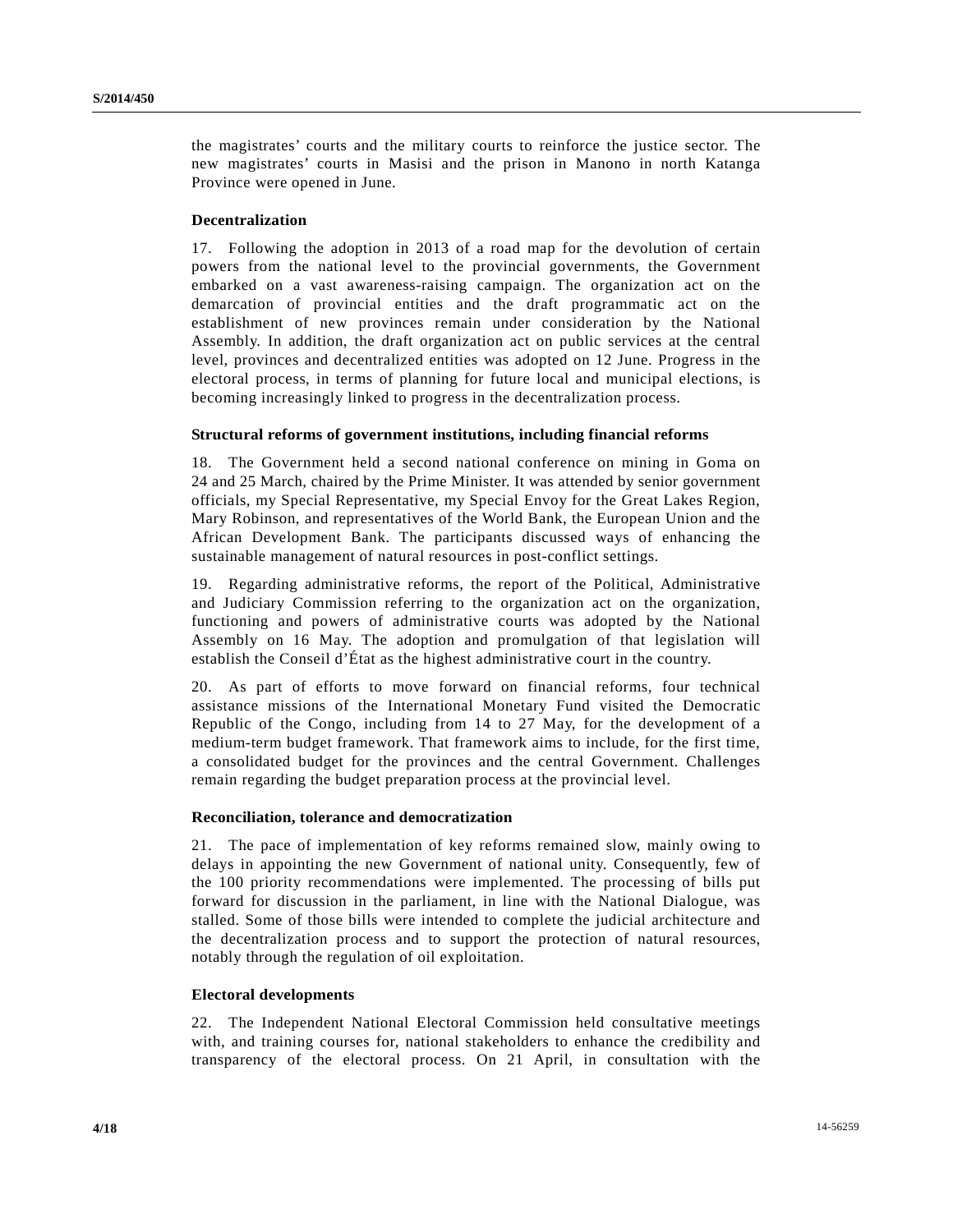the magistrates' courts and the military courts to reinforce the justice sector. The new magistrates' courts in Masisi and the prison in Manono in north Katanga Province were opened in June.

**Decentralization**

17. Following the adoption in 2013 of a road map for the devolution of certain powers from the national level to the provincial governments, the Government embarked on a vast awareness-raising campaign. The organization act on the demarcation of provincial entities and the draft programmatic act on the establishment of new provinces remain under consideration by the National Assembly. In addition, the draft organization act on public services at the central level, provinces and decentralized entities was adopted on 12 June. Progress in the electoral process, in terms of planning for future local and municipal elections, is becoming increasingly linked to progress in the decentralization process.

**Structural reforms of government institutions, including financial reforms**

18. The Government held a second national conference on mining in Goma on 24 and 25 March, chaired by the Prime Minister. It was attended by senior government officials, my Special Representative, my Special Envoy for the Great Lakes Region, Mary Robinson, and representatives of the World Bank, the European Union and the African Development Bank. The participants discussed ways of enhancing the sustainable management of natural resources in post-conflict settings.

19. Regarding administrative reforms, the report of the Political, Administrative and Judiciary Commission referring to the organization act on the organization, functioning and powers of administrative courts was adopted by the National Assembly on 16 May. The adoption and promulgation of that legislation will establish the Conseil d'État as the highest administrative court in the country.

20. As part of efforts to move forward on financial reforms, four technical assistance missions of the International Monetary Fund visited the Democratic Republic of the Congo, including from 14 to 27 May, for the development of a medium-term budget framework. That framework aims to include, for the first time, a consolidated budget for the provinces and the central Government. Challenges remain regarding the budget preparation process at the provincial level.

**Reconciliation, tolerance and democratization**

21. The pace of implementation of key reforms remained slow, mainly owing to delays in appointing the new Government of national unity. Consequently, few of the 100 priority recommendations were implemented. The processing of bills put forward for discussion in the parliament, in line with the National Dialogue, was stalled. Some of those bills were intended to complete the judicial architecture and the decentralization process and to support the protection of natural resources, notably through the regulation of oil exploitation.

**Electoral developments**

22. The Independent National Electoral Commission held consultative meetings with, and training courses for, national stakeholders to enhance the credibility and transparency of the electoral process. On 21 April, in consultation with the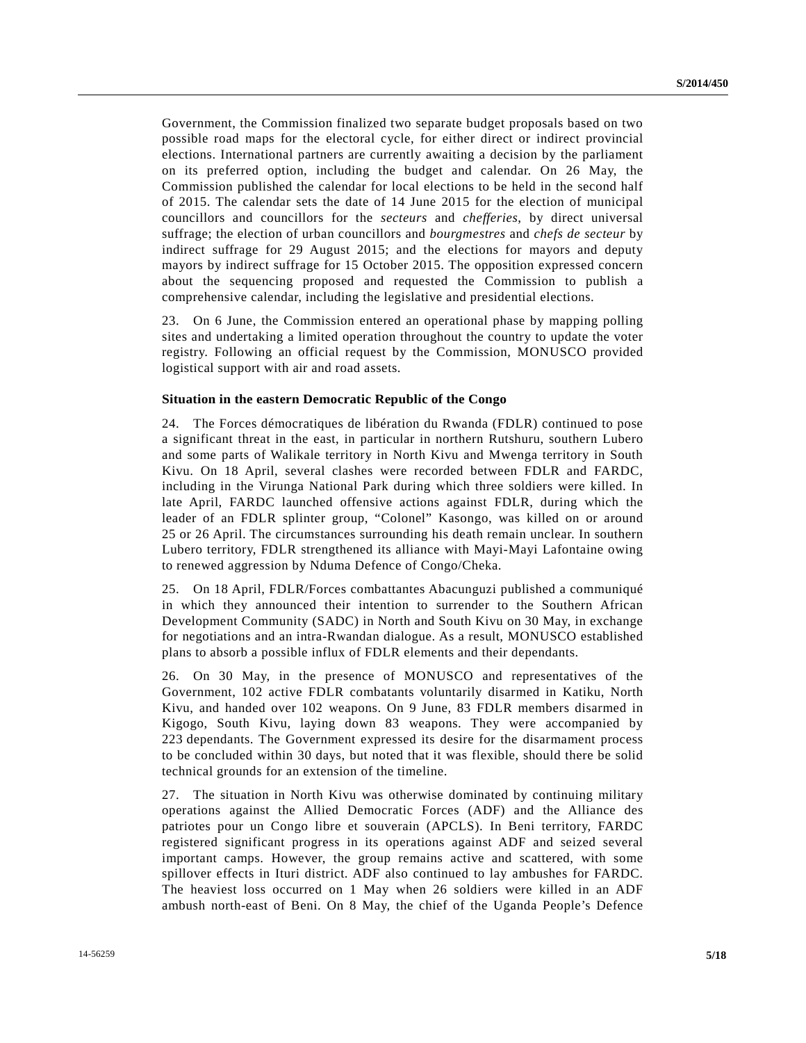Government, the Commission finalized two separate budget proposals based on two possible road maps for the electoral cycle, for either direct or indirect provincial elections. International partners are currently awaiting a decision by the parliament on its preferred option, including the budget and calendar. On 26 May, the Commission published the calendar for local elections to be held in the second half of 2015. The calendar sets the date of 14 June 2015 for the election of municipal councillors and councillors for the *secteurs* and *chefferies*, by direct universal suffrage; the election of urban councillors and *bourgmestres* and *chefs de secteur* by indirect suffrage for 29 August 2015; and the elections for mayors and deputy mayors by indirect suffrage for 15 October 2015. The opposition expressed concern about the sequencing proposed and requested the Commission to publish a comprehensive calendar, including the legislative and presidential elections.

23. On 6 June, the Commission entered an operational phase by mapping polling sites and undertaking a limited operation throughout the country to update the voter registry. Following an official request by the Commission, MONUSCO provided logistical support with air and road assets.

### Situation in the eastern Democratic Republic of the Congo

24. The Forces démocratiques de libération du Rwanda (FDLR) continued to pose a significant threat in the east, in particular in northern Rutshuru, southern Lubero and some parts of Walikale territory in North Kivu and Mwenga territory in South Kivu. On 18 April, several clashes were recorded between FDLR and FARDC, including in the Virunga National Park during which three soldiers were killed. In late April, FARDC launched offensive actions against FDLR, during which the leader of an FDLR splinter group, "Colonel" Kasongo, was killed on or around 25 or 26 April. The circumstances surrounding his death remain unclear. In southern Lubero territory, FDLR strengthened its alliance with Mayi-Mayi Lafontaine owing to renewed aggression by Nduma Defence of Congo/Cheka.

25. On 18 April, FDLR/Forces combattantes Abacunguzi published a communiqué in which they announced their intention to surrender to the Southern African Development Community (SADC) in North and South Kivu on 30 May, in exchange for negotiations and an intra-Rwandan dialogue. As a result, MONUSCO established plans to absorb a possible influx of FDLR elements and their dependants.

26. On 30 May, in the presence of MONUSCO and representatives of the Government, 102 active FDLR combatants voluntarily disarmed in Katiku, North Kivu, and handed over 102 weapons. On 9 June, 83 FDLR members disarmed in Kigogo, South Kivu, laying down 83 weapons. They were accompanied by 223 dependants. The Government expressed its desire for the disarmament process to be concluded within 30 days, but noted that it was flexible, should there be solid technical grounds for an extension of the timeline.

27. The situation in North Kivu was otherwise dominated by continuing military operations against the Allied Democratic Forces (ADF) and the Alliance des patriotes pour un Congo libre et souverain (APCLS). In Beni territory, FARDC registered significant progress in its operations against ADF and seized several important camps. However, the group remains active and scattered, with some spillover effects in Ituri district. ADF also continued to lay ambushes for FARDC. The heaviest loss occurred on 1 May when 26 soldiers were killed in an ADF ambush north-east of Beni. On 8 May, the chief of the Uganda People's Defence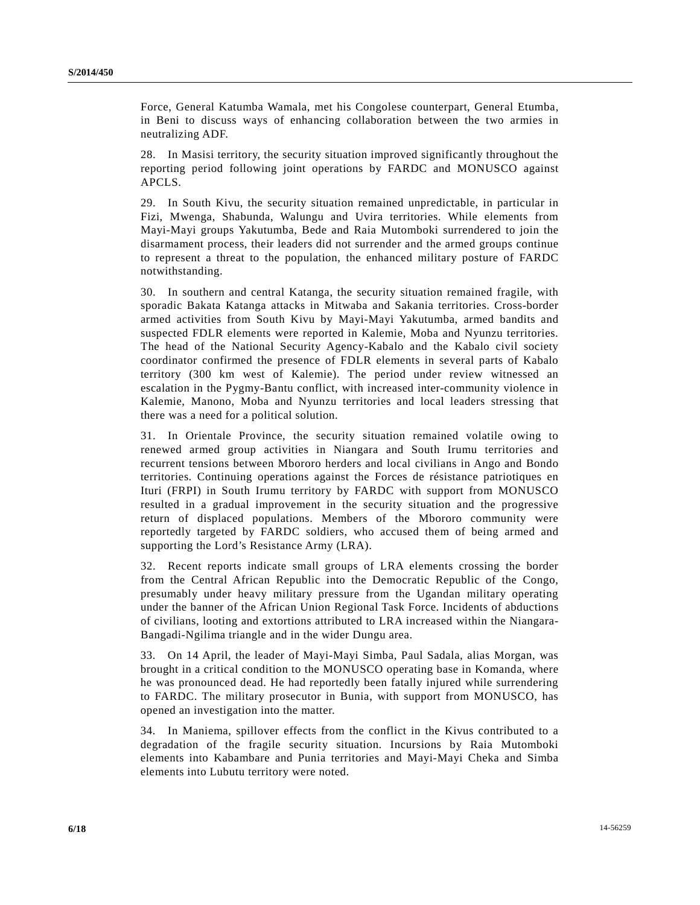Force, General Katumba Wamala, met his Congolese counterpart, General Etumba, in Beni to discuss ways of enhancing collaboration between the two armies in neutralizing ADF.

28. In Masisi territory, the security situation improved significantly throughout the reporting period following joint operations by FARDC and MONUSCO against APCLS.

29. In South Kivu, the security situation remained unpredictable, in particular in Fizi, Mwenga, Shabunda, Walungu and Uvira territories. While elements from Mayi-Mayi groups Yakutumba, Bede and Raia Mutomboki surrendered to join the disarmament process, their leaders did not surrender and the armed groups continue to represent a threat to the population, the enhanced military posture of FARDC notwithstanding.

30. In southern and central Katanga, the security situation remained fragile, with sporadic Bakata Katanga attacks in Mitwaba and Sakania territories. Cross-border armed activities from South Kivu by Mayi-Mayi Yakutumba, armed bandits and suspected FDLR elements were reported in Kalemie, Moba and Nyunzu territories. The head of the National Security Agency-Kabalo and the Kabalo civil society coordinator confirmed the presence of FDLR elements in several parts of Kabalo territory (300 km west of Kalemie). The period under review witnessed an escalation in the Pygmy-Bantu conflict, with increased inter-community violence in Kalemie, Manono, Moba and Nyunzu territories and local leaders stressing that there was a need for a political solution.

31. In Orientale Province, the security situation remained volatile owing to renewed armed group activities in Niangara and South Irumu territories and recurrent tensions between Mbororo herders and local civilians in Ango and Bondo territories. Continuing operations against the Forces de résistance patriotiques en Ituri (FRPI) in South Irumu territory by FARDC with support from MONUSCO resulted in a gradual improvement in the security situation and the progressive return of displaced populations. Members of the Mbororo community were reportedly targeted by FARDC soldiers, who accused them of being armed and supporting the Lord's Resistance Army (LRA).

32. Recent reports indicate small groups of LRA elements crossing the border from the Central African Republic into the Democratic Republic of the Congo, presumably under heavy military pressure from the Ugandan military operating under the banner of the African Union Regional Task Force. Incidents of abductions of civilians, looting and extortions attributed to LRA increased within the Niangara-Bangadi-Ngilima triangle and in the wider Dungu area.

33. On 14 April, the leader of Mayi-Mayi Simba, Paul Sadala, alias Morgan, was brought in a critical condition to the MONUSCO operating base in Komanda, where he was pronounced dead. He had reportedly been fatally injured while surrendering to FARDC. The military prosecutor in Bunia, with support from MONUSCO, has opened an investigation into the matter.

34. In Maniema, spillover effects from the conflict in the Kivus contributed to a degradation of the fragile security situation. Incursions by Raia Mutomboki elements into Kabambare and Punia territories and Mayi-Mayi Cheka and Simba elements into Lubutu territory were noted.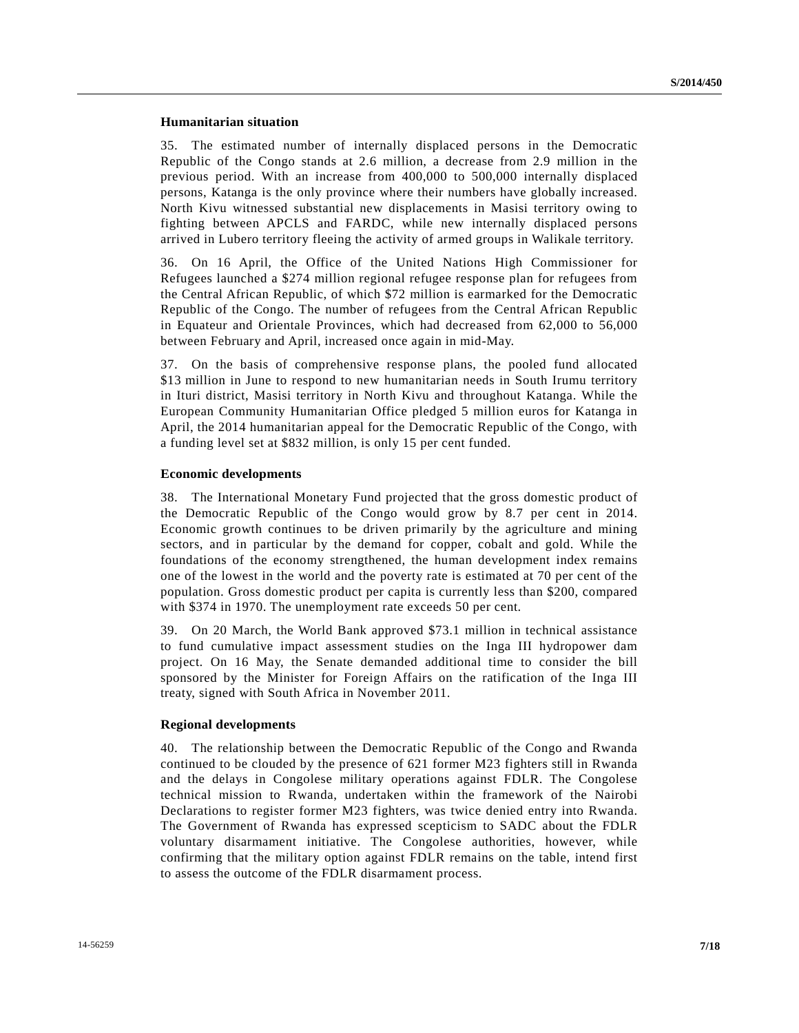### Humanitarian situation

35. The estimated number of internally displaced persons in the Democratic Republic of the Congo stands at 2.6 million, a decrease from 2.9 million in the previous period. With an increase from 400,000 to 500,000 internally displaced persons, Katanga is the only province where their numbers have globally increased. North Kivu witnessed substantial new displacements in Masisi territory owing to fighting between APCLS and FARDC, while new internally displaced persons arrived in Lubero territory fleeing the activity of armed groups in Walikale territory.

36. On 16 April, the Office of the United Nations High Commissioner for Refugees launched a $274 million regional refugee response plan for refugees from the Central African Republic, of which $72 million is earmarked for the Democratic Republic of the Congo. The number of refugees from the Central African Republic in Equateur and Orientale Provinces, which had decreased from 62,000 to 56,000 between February and April, increased once again in mid-May.

37. On the basis of comprehensive response plans, the pooled fund allocated $13 million in June to respond to new humanitarian needs in South Irumu territory in Ituri district, Masisi territory in North Kivu and throughout Katanga. While the European Community Humanitarian Office pledged 5 million euros for Katanga in April, the 2014 humanitarian appeal for the Democratic Republic of the Congo, with a funding level set at $832 million, is only 15 per cent funded.

### Economic developments

38. The International Monetary Fund projected that the gross domestic product of the Democratic Republic of the Congo would grow by 8.7 per cent in 2014. Economic growth continues to be driven primarily by the agriculture and mining sectors, and in particular by the demand for copper, cobalt and gold. While the foundations of the economy strengthened, the human development index remains one of the lowest in the world and the poverty rate is estimated at 70 per cent of the population. Gross domestic product per capita is currently less than $200, compared with $374 in 1970. The unemployment rate exceeds 50 per cent.

39. On 20 March, the World Bank approved $73.1 million in technical assistance to fund cumulative impact assessment studies on the Inga III hydropower dam project. On 16 May, the Senate demanded additional time to consider the bill sponsored by the Minister for Foreign Affairs on the ratification of the Inga III treaty, signed with South Africa in November 2011.

### Regional developments

40. The relationship between the Democratic Republic of the Congo and Rwanda continued to be clouded by the presence of 621 former M23 fighters still in Rwanda and the delays in Congolese military operations against FDLR. The Congolese technical mission to Rwanda, undertaken within the framework of the Nairobi Declarations to register former M23 fighters, was twice denied entry into Rwanda. The Government of Rwanda has expressed scepticism to SADC about the FDLR voluntary disarmament initiative. The Congolese authorities, however, while confirming that the military option against FDLR remains on the table, intend first to assess the outcome of the FDLR disarmament process.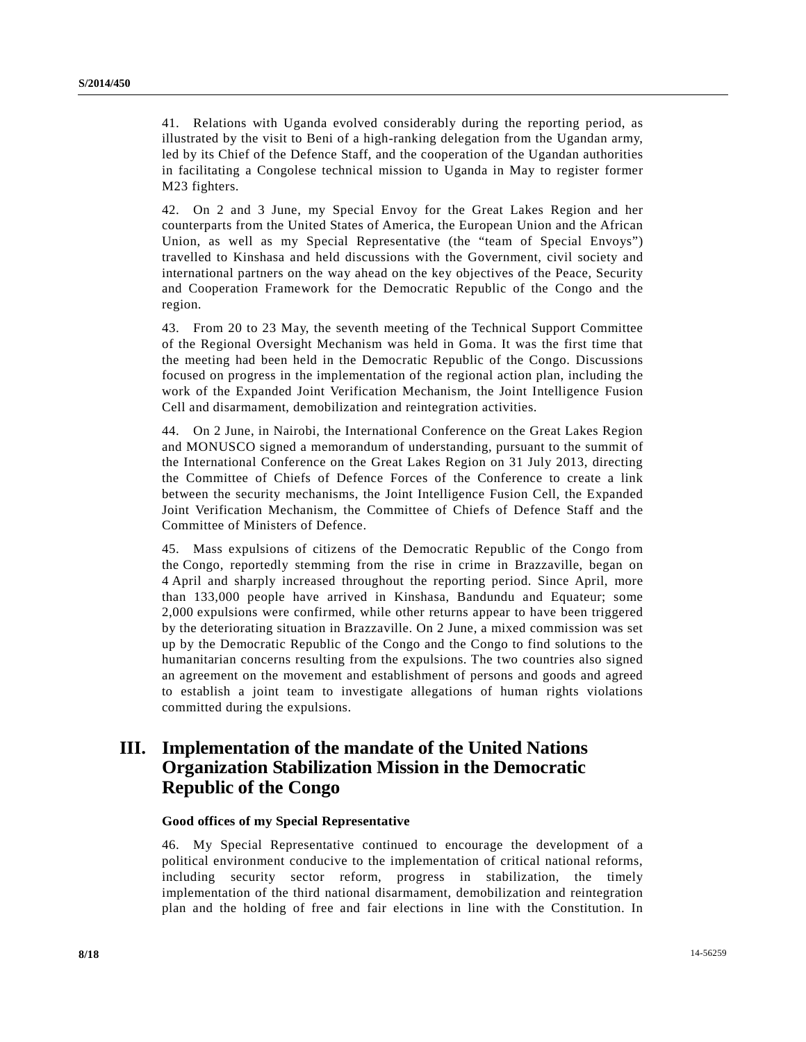41. Relations with Uganda evolved considerably during the reporting period, as illustrated by the visit to Beni of a high-ranking delegation from the Ugandan army, led by its Chief of the Defence Staff, and the cooperation of the Ugandan authorities in facilitating a Congolese technical mission to Uganda in May to register former M23 fighters.

42. On 2 and 3 June, my Special Envoy for the Great Lakes Region and her counterparts from the United States of America, the European Union and the African Union, as well as my Special Representative (the "team of Special Envoys") travelled to Kinshasa and held discussions with the Government, civil society and international partners on the way ahead on the key objectives of the Peace, Security and Cooperation Framework for the Democratic Republic of the Congo and the region.

43. From 20 to 23 May, the seventh meeting of the Technical Support Committee of the Regional Oversight Mechanism was held in Goma. It was the first time that the meeting had been held in the Democratic Republic of the Congo. Discussions focused on progress in the implementation of the regional action plan, including the work of the Expanded Joint Verification Mechanism, the Joint Intelligence Fusion Cell and disarmament, demobilization and reintegration activities.

44. On 2 June, in Nairobi, the International Conference on the Great Lakes Region and MONUSCO signed a memorandum of understanding, pursuant to the summit of the International Conference on the Great Lakes Region on 31 July 2013, directing the Committee of Chiefs of Defence Forces of the Conference to create a link between the security mechanisms, the Joint Intelligence Fusion Cell, the Expanded Joint Verification Mechanism, the Committee of Chiefs of Defence Staff and the Committee of Ministers of Defence.

45. Mass expulsions of citizens of the Democratic Republic of the Congo from the Congo, reportedly stemming from the rise in crime in Brazzaville, began on 4 April and sharply increased throughout the reporting period. Since April, more than 133,000 people have arrived in Kinshasa, Bandundu and Equateur; some 2,000 expulsions were confirmed, while other returns appear to have been triggered by the deteriorating situation in Brazzaville. On 2 June, a mixed commission was set up by the Democratic Republic of the Congo and the Congo to find solutions to the humanitarian concerns resulting from the expulsions. The two countries also signed an agreement on the movement and establishment of persons and goods and agreed to establish a joint team to investigate allegations of human rights violations committed during the expulsions.

# III. Implementation of the mandate of the United Nations Organization Stabilization Mission in the Democratic Republic of the Congo

### Good offices of my Special Representative

46. My Special Representative continued to encourage the development of a political environment conducive to the implementation of critical national reforms, including security sector reform, progress in stabilization, the timely implementation of the third national disarmament, demobilization and reintegration plan and the holding of free and fair elections in line with the Constitution. In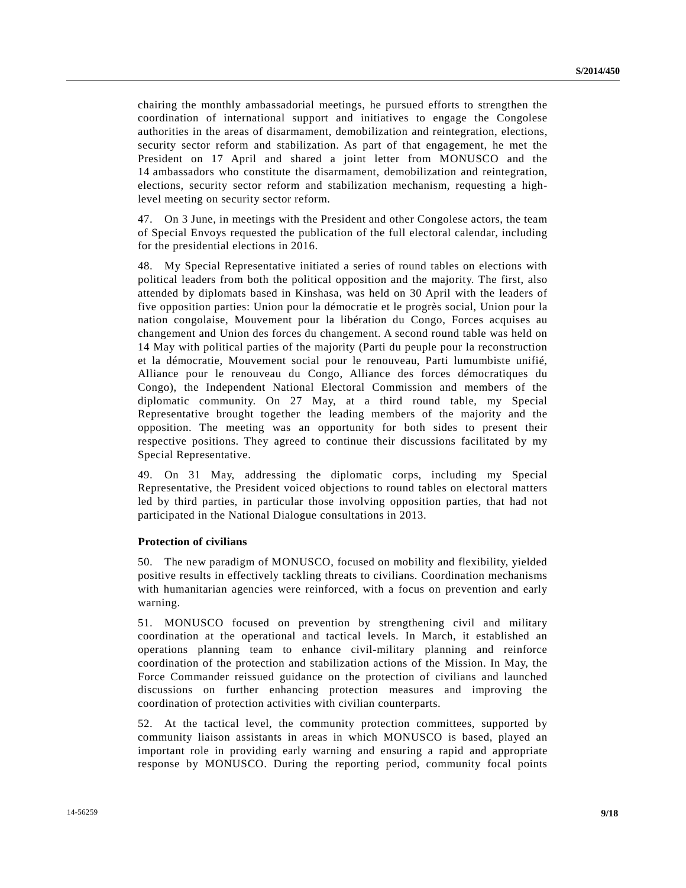chairing the monthly ambassadorial meetings, he pursued efforts to strengthen the coordination of international support and initiatives to engage the Congolese authorities in the areas of disarmament, demobilization and reintegration, elections, security sector reform and stabilization. As part of that engagement, he met the President on 17 April and shared a joint letter from MONUSCO and the 14 ambassadors who constitute the disarmament, demobilization and reintegration, elections, security sector reform and stabilization mechanism, requesting a high-level meeting on security sector reform.

47. On 3 June, in meetings with the President and other Congolese actors, the team of Special Envoys requested the publication of the full electoral calendar, including for the presidential elections in 2016.

48. My Special Representative initiated a series of round tables on elections with political leaders from both the political opposition and the majority. The first, also attended by diplomats based in Kinshasa, was held on 30 April with the leaders of five opposition parties: Union pour la démocratie et le progrès social, Union pour la nation congolaise, Mouvement pour la libération du Congo, Forces acquises au changement and Union des forces du changement. A second round table was held on 14 May with political parties of the majority (Parti du peuple pour la reconstruction et la démocratie, Mouvement social pour le renouveau, Parti lumumbiste unifié, Alliance pour le renouveau du Congo, Alliance des forces démocratiques du Congo), the Independent National Electoral Commission and members of the diplomatic community. On 27 May, at a third round table, my Special Representative brought together the leading members of the majority and the opposition. The meeting was an opportunity for both sides to present their respective positions. They agreed to continue their discussions facilitated by my Special Representative.

49. On 31 May, addressing the diplomatic corps, including my Special Representative, the President voiced objections to round tables on electoral matters led by third parties, in particular those involving opposition parties, that had not participated in the National Dialogue consultations in 2013.

**Protection of civilians**

50. The new paradigm of MONUSCO, focused on mobility and flexibility, yielded positive results in effectively tackling threats to civilians. Coordination mechanisms with humanitarian agencies were reinforced, with a focus on prevention and early warning.

51. MONUSCO focused on prevention by strengthening civil and military coordination at the operational and tactical levels. In March, it established an operations planning team to enhance civil-military planning and reinforce coordination of the protection and stabilization actions of the Mission. In May, the Force Commander reissued guidance on the protection of civilians and launched discussions on further enhancing protection measures and improving the coordination of protection activities with civilian counterparts.

52. At the tactical level, the community protection committees, supported by community liaison assistants in areas in which MONUSCO is based, played an important role in providing early warning and ensuring a rapid and appropriate response by MONUSCO. During the reporting period, community focal points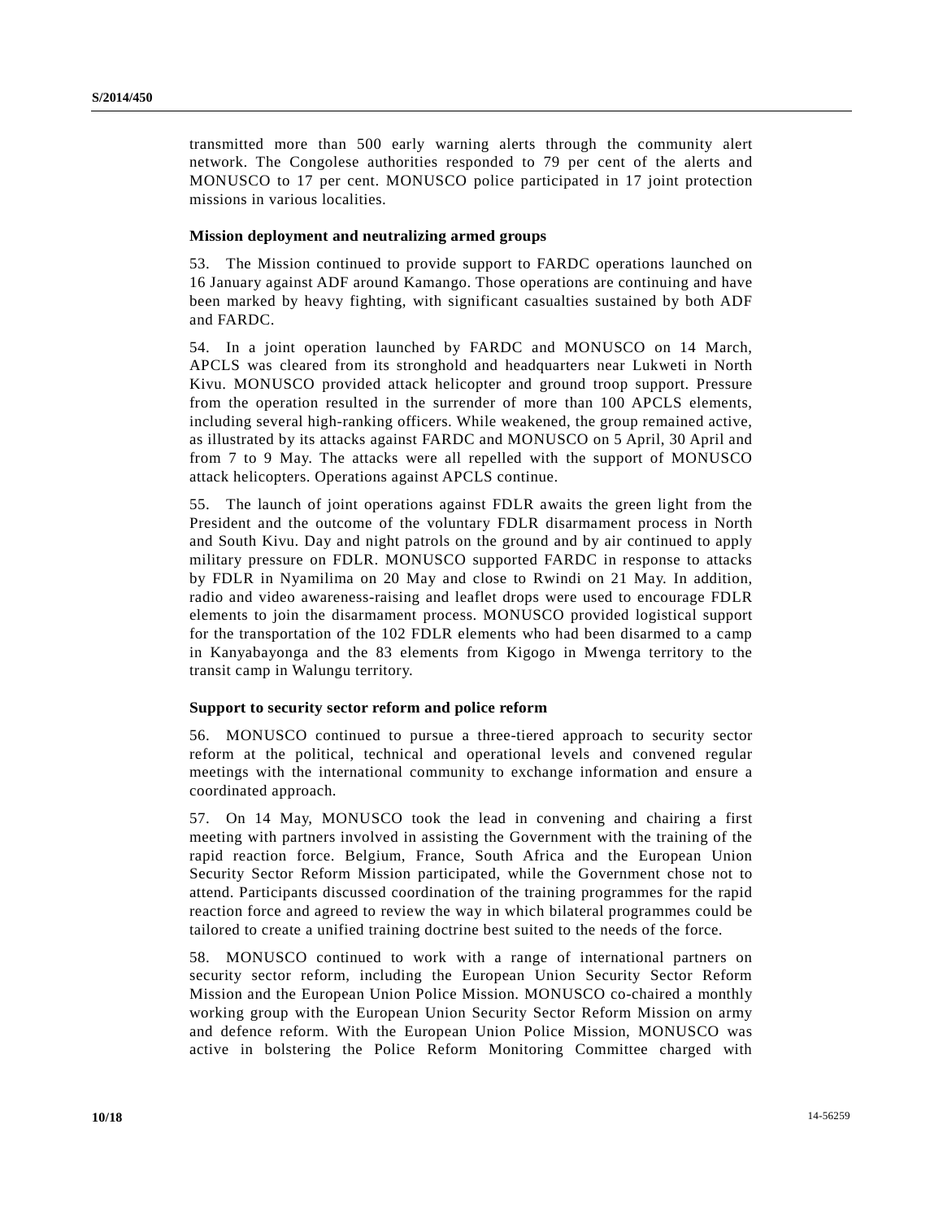transmitted more than 500 early warning alerts through the community alert network. The Congolese authorities responded to 79 per cent of the alerts and MONUSCO to 17 per cent. MONUSCO police participated in 17 joint protection missions in various localities.

**Mission deployment and neutralizing armed groups**

53. The Mission continued to provide support to FARDC operations launched on 16 January against ADF around Kamango. Those operations are continuing and have been marked by heavy fighting, with significant casualties sustained by both ADF and FARDC.

54. In a joint operation launched by FARDC and MONUSCO on 14 March, APCLS was cleared from its stronghold and headquarters near Lukweti in North Kivu. MONUSCO provided attack helicopter and ground troop support. Pressure from the operation resulted in the surrender of more than 100 APCLS elements, including several high-ranking officers. While weakened, the group remained active, as illustrated by its attacks against FARDC and MONUSCO on 5 April, 30 April and from 7 to 9 May. The attacks were all repelled with the support of MONUSCO attack helicopters. Operations against APCLS continue.

55. The launch of joint operations against FDLR awaits the green light from the President and the outcome of the voluntary FDLR disarmament process in North and South Kivu. Day and night patrols on the ground and by air continued to apply military pressure on FDLR. MONUSCO supported FARDC in response to attacks by FDLR in Nyamilima on 20 May and close to Rwindi on 21 May. In addition, radio and video awareness-raising and leaflet drops were used to encourage FDLR elements to join the disarmament process. MONUSCO provided logistical support for the transportation of the 102 FDLR elements who had been disarmed to a camp in Kanyabayonga and the 83 elements from Kigogo in Mwenga territory to the transit camp in Walungu territory.

**Support to security sector reform and police reform**

56. MONUSCO continued to pursue a three-tiered approach to security sector reform at the political, technical and operational levels and convened regular meetings with the international community to exchange information and ensure a coordinated approach.

57. On 14 May, MONUSCO took the lead in convening and chairing a first meeting with partners involved in assisting the Government with the training of the rapid reaction force. Belgium, France, South Africa and the European Union Security Sector Reform Mission participated, while the Government chose not to attend. Participants discussed coordination of the training programmes for the rapid reaction force and agreed to review the way in which bilateral programmes could be tailored to create a unified training doctrine best suited to the needs of the force.

58. MONUSCO continued to work with a range of international partners on security sector reform, including the European Union Security Sector Reform Mission and the European Union Police Mission. MONUSCO co-chaired a monthly working group with the European Union Security Sector Reform Mission on army and defence reform. With the European Union Police Mission, MONUSCO was active in bolstering the Police Reform Monitoring Committee charged with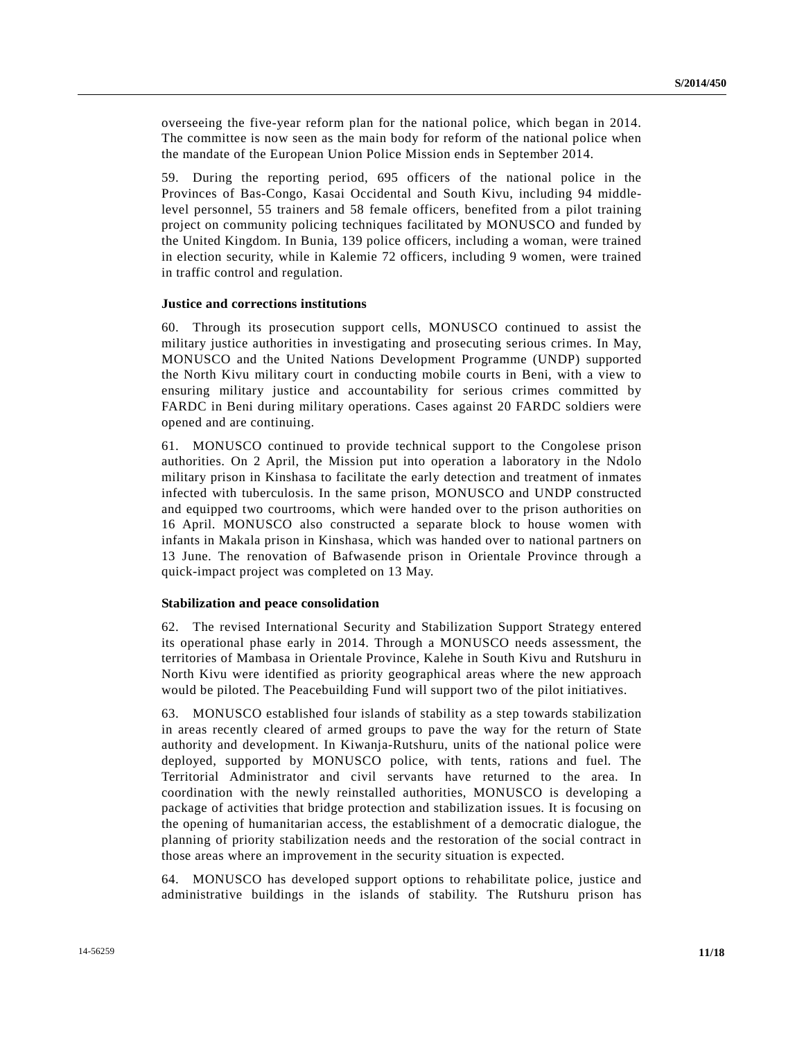overseeing the five-year reform plan for the national police, which began in 2014. The committee is now seen as the main body for reform of the national police when the mandate of the European Union Police Mission ends in September 2014.

59. During the reporting period, 695 officers of the national police in the Provinces of Bas-Congo, Kasai Occidental and South Kivu, including 94 middle-level personnel, 55 trainers and 58 female officers, benefited from a pilot training project on community policing techniques facilitated by MONUSCO and funded by the United Kingdom. In Bunia, 139 police officers, including a woman, were trained in election security, while in Kalemie 72 officers, including 9 women, were trained in traffic control and regulation.

### Justice and corrections institutions

60. Through its prosecution support cells, MONUSCO continued to assist the military justice authorities in investigating and prosecuting serious crimes. In May, MONUSCO and the United Nations Development Programme (UNDP) supported the North Kivu military court in conducting mobile courts in Beni, with a view to ensuring military justice and accountability for serious crimes committed by FARDC in Beni during military operations. Cases against 20 FARDC soldiers were opened and are continuing.

61. MONUSCO continued to provide technical support to the Congolese prison authorities. On 2 April, the Mission put into operation a laboratory in the Ndolo military prison in Kinshasa to facilitate the early detection and treatment of inmates infected with tuberculosis. In the same prison, MONUSCO and UNDP constructed and equipped two courtrooms, which were handed over to the prison authorities on 16 April. MONUSCO also constructed a separate block to house women with infants in Makala prison in Kinshasa, which was handed over to national partners on 13 June. The renovation of Bafwasende prison in Orientale Province through a quick-impact project was completed on 13 May.

### Stabilization and peace consolidation

62. The revised International Security and Stabilization Support Strategy entered its operational phase early in 2014. Through a MONUSCO needs assessment, the territories of Mambasa in Orientale Province, Kalehe in South Kivu and Rutshuru in North Kivu were identified as priority geographical areas where the new approach would be piloted. The Peacebuilding Fund will support two of the pilot initiatives.

63. MONUSCO established four islands of stability as a step towards stabilization in areas recently cleared of armed groups to pave the way for the return of State authority and development. In Kiwanja-Rutshuru, units of the national police were deployed, supported by MONUSCO police, with tents, rations and fuel. The Territorial Administrator and civil servants have returned to the area. In coordination with the newly reinstalled authorities, MONUSCO is developing a package of activities that bridge protection and stabilization issues. It is focusing on the opening of humanitarian access, the establishment of a democratic dialogue, the planning of priority stabilization needs and the restoration of the social contract in those areas where an improvement in the security situation is expected.

64. MONUSCO has developed support options to rehabilitate police, justice and administrative buildings in the islands of stability. The Rutshuru prison has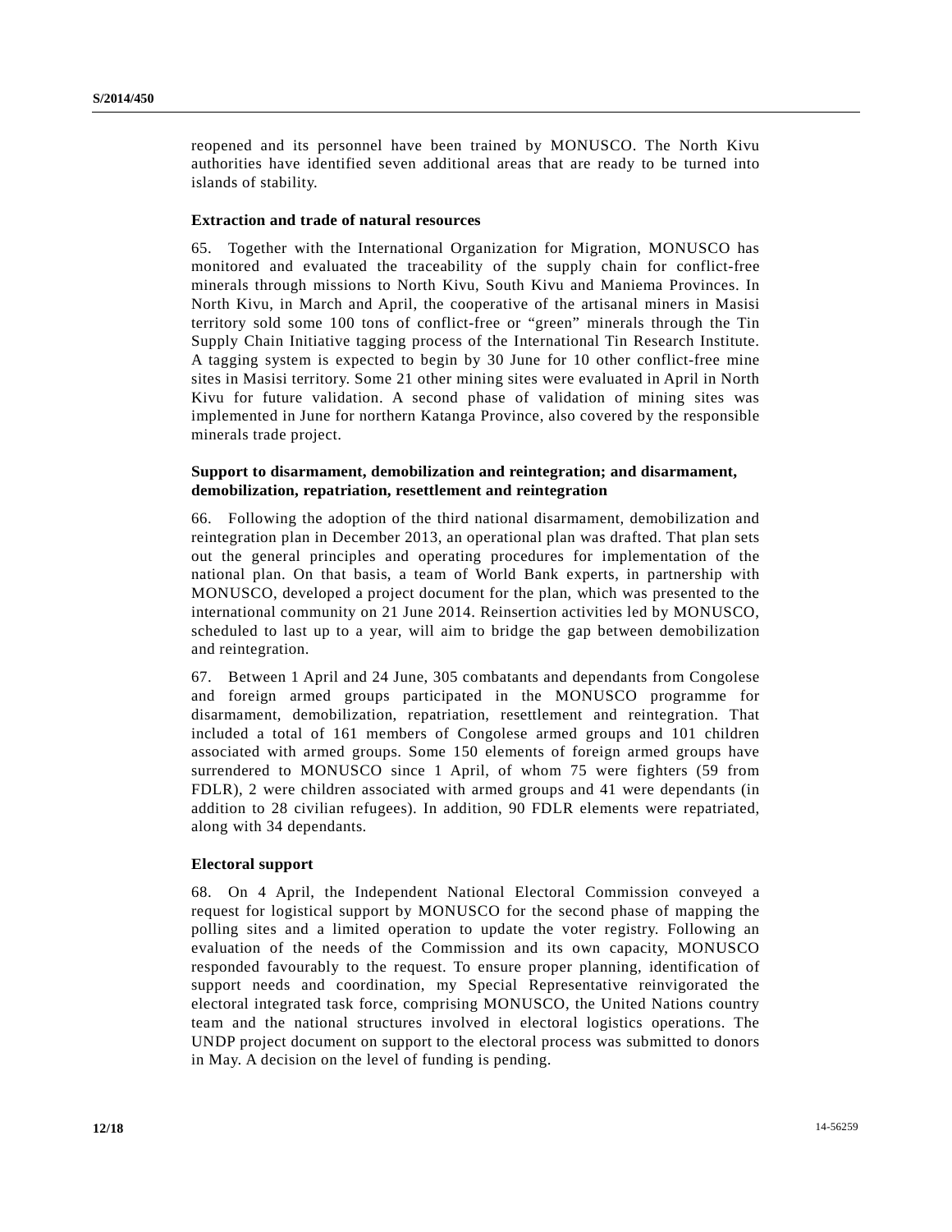reopened and its personnel have been trained by MONUSCO. The North Kivu authorities have identified seven additional areas that are ready to be turned into islands of stability.

**Extraction and trade of natural resources**

65. Together with the International Organization for Migration, MONUSCO has monitored and evaluated the traceability of the supply chain for conflict-free minerals through missions to North Kivu, South Kivu and Maniema Provinces. In North Kivu, in March and April, the cooperative of the artisanal miners in Masisi territory sold some 100 tons of conflict-free or "green" minerals through the Tin Supply Chain Initiative tagging process of the International Tin Research Institute. A tagging system is expected to begin by 30 June for 10 other conflict-free mine sites in Masisi territory. Some 21 other mining sites were evaluated in April in North Kivu for future validation. A second phase of validation of mining sites was implemented in June for northern Katanga Province, also covered by the responsible minerals trade project.

**Support to disarmament, demobilization and reintegration; and disarmament, demobilization, repatriation, resettlement and reintegration**

66. Following the adoption of the third national disarmament, demobilization and reintegration plan in December 2013, an operational plan was drafted. That plan sets out the general principles and operating procedures for implementation of the national plan. On that basis, a team of World Bank experts, in partnership with MONUSCO, developed a project document for the plan, which was presented to the international community on 21 June 2014. Reinsertion activities led by MONUSCO, scheduled to last up to a year, will aim to bridge the gap between demobilization and reintegration.

67. Between 1 April and 24 June, 305 combatants and dependants from Congolese and foreign armed groups participated in the MONUSCO programme for disarmament, demobilization, repatriation, resettlement and reintegration. That included a total of 161 members of Congolese armed groups and 101 children associated with armed groups. Some 150 elements of foreign armed groups have surrendered to MONUSCO since 1 April, of whom 75 were fighters (59 from FDLR), 2 were children associated with armed groups and 41 were dependants (in addition to 28 civilian refugees). In addition, 90 FDLR elements were repatriated, along with 34 dependants.

**Electoral support**

68. On 4 April, the Independent National Electoral Commission conveyed a request for logistical support by MONUSCO for the second phase of mapping the polling sites and a limited operation to update the voter registry. Following an evaluation of the needs of the Commission and its own capacity, MONUSCO responded favourably to the request. To ensure proper planning, identification of support needs and coordination, my Special Representative reinvigorated the electoral integrated task force, comprising MONUSCO, the United Nations country team and the national structures involved in electoral logistics operations. The UNDP project document on support to the electoral process was submitted to donors in May. A decision on the level of funding is pending.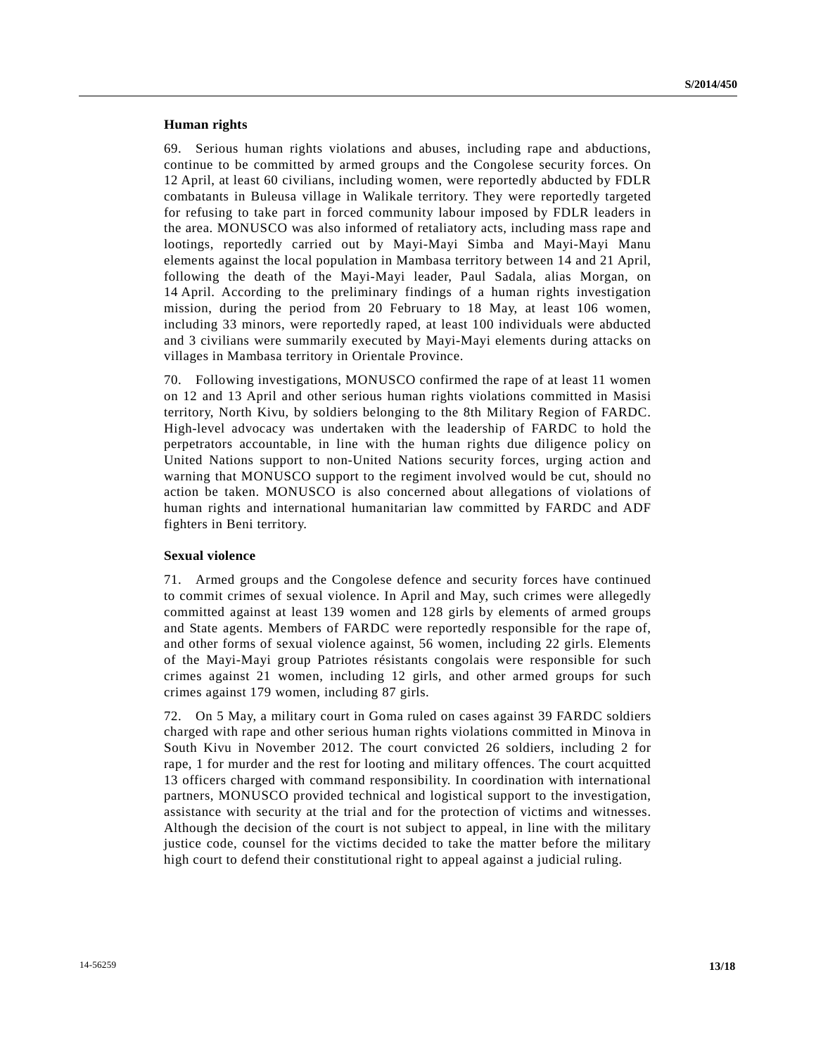### Human rights

69. Serious human rights violations and abuses, including rape and abductions, continue to be committed by armed groups and the Congolese security forces. On 12 April, at least 60 civilians, including women, were reportedly abducted by FDLR combatants in Buleusa village in Walikale territory. They were reportedly targeted for refusing to take part in forced community labour imposed by FDLR leaders in the area. MONUSCO was also informed of retaliatory acts, including mass rape and lootings, reportedly carried out by Mayi-Mayi Simba and Mayi-Mayi Manu elements against the local population in Mambasa territory between 14 and 21 April, following the death of the Mayi-Mayi leader, Paul Sadala, alias Morgan, on 14 April. According to the preliminary findings of a human rights investigation mission, during the period from 20 February to 18 May, at least 106 women, including 33 minors, were reportedly raped, at least 100 individuals were abducted and 3 civilians were summarily executed by Mayi-Mayi elements during attacks on villages in Mambasa territory in Orientale Province.

70. Following investigations, MONUSCO confirmed the rape of at least 11 women on 12 and 13 April and other serious human rights violations committed in Masisi territory, North Kivu, by soldiers belonging to the 8th Military Region of FARDC. High-level advocacy was undertaken with the leadership of FARDC to hold the perpetrators accountable, in line with the human rights due diligence policy on United Nations support to non-United Nations security forces, urging action and warning that MONUSCO support to the regiment involved would be cut, should no action be taken. MONUSCO is also concerned about allegations of violations of human rights and international humanitarian law committed by FARDC and ADF fighters in Beni territory.

### Sexual violence

71. Armed groups and the Congolese defence and security forces have continued to commit crimes of sexual violence. In April and May, such crimes were allegedly committed against at least 139 women and 128 girls by elements of armed groups and State agents. Members of FARDC were reportedly responsible for the rape of, and other forms of sexual violence against, 56 women, including 22 girls. Elements of the Mayi-Mayi group Patriotes résistants congolais were responsible for such crimes against 21 women, including 12 girls, and other armed groups for such crimes against 179 women, including 87 girls.

72. On 5 May, a military court in Goma ruled on cases against 39 FARDC soldiers charged with rape and other serious human rights violations committed in Minova in South Kivu in November 2012. The court convicted 26 soldiers, including 2 for rape, 1 for murder and the rest for looting and military offences. The court acquitted 13 officers charged with command responsibility. In coordination with international partners, MONUSCO provided technical and logistical support to the investigation, assistance with security at the trial and for the protection of victims and witnesses. Although the decision of the court is not subject to appeal, in line with the military justice code, counsel for the victims decided to take the matter before the military high court to defend their constitutional right to appeal against a judicial ruling.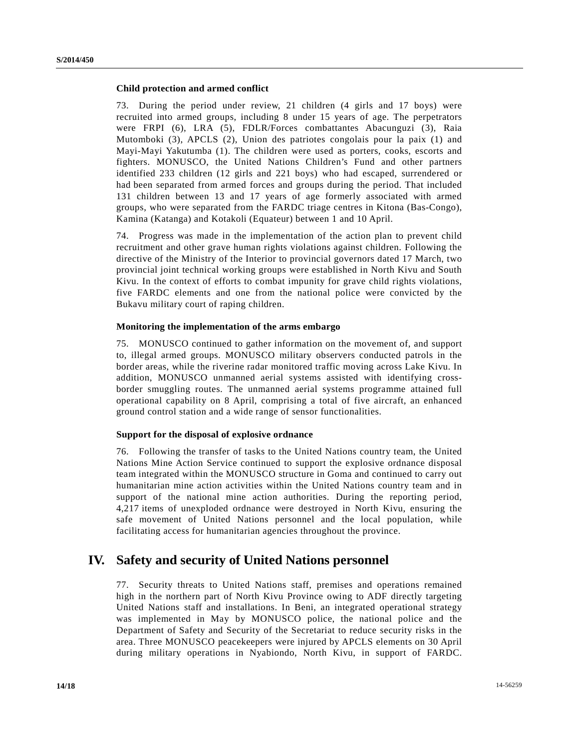### Child protection and armed conflict

73. During the period under review, 21 children (4 girls and 17 boys) were recruited into armed groups, including 8 under 15 years of age. The perpetrators were FRPI (6), LRA (5), FDLR/Forces combattantes Abacunguzi (3), Raia Mutomboki (3), APCLS (2), Union des patriotes congolais pour la paix (1) and Mayi-Mayi Yakutumba (1). The children were used as porters, cooks, escorts and fighters. MONUSCO, the United Nations Children's Fund and other partners identified 233 children (12 girls and 221 boys) who had escaped, surrendered or had been separated from armed forces and groups during the period. That included 131 children between 13 and 17 years of age formerly associated with armed groups, who were separated from the FARDC triage centres in Kitona (Bas-Congo), Kamina (Katanga) and Kotakoli (Equateur) between 1 and 10 April.

74. Progress was made in the implementation of the action plan to prevent child recruitment and other grave human rights violations against children. Following the directive of the Ministry of the Interior to provincial governors dated 17 March, two provincial joint technical working groups were established in North Kivu and South Kivu. In the context of efforts to combat impunity for grave child rights violations, five FARDC elements and one from the national police were convicted by the Bukavu military court of raping children.

### Monitoring the implementation of the arms embargo

75. MONUSCO continued to gather information on the movement of, and support to, illegal armed groups. MONUSCO military observers conducted patrols in the border areas, while the riverine radar monitored traffic moving across Lake Kivu. In addition, MONUSCO unmanned aerial systems assisted with identifying cross-border smuggling routes. The unmanned aerial systems programme attained full operational capability on 8 April, comprising a total of five aircraft, an enhanced ground control station and a wide range of sensor functionalities.

### Support for the disposal of explosive ordnance

76. Following the transfer of tasks to the United Nations country team, the United Nations Mine Action Service continued to support the explosive ordnance disposal team integrated within the MONUSCO structure in Goma and continued to carry out humanitarian mine action activities within the United Nations country team and in support of the national mine action authorities. During the reporting period, 4,217 items of unexploded ordnance were destroyed in North Kivu, ensuring the safe movement of United Nations personnel and the local population, while facilitating access for humanitarian agencies throughout the province.

## IV. Safety and security of United Nations personnel

77. Security threats to United Nations staff, premises and operations remained high in the northern part of North Kivu Province owing to ADF directly targeting United Nations staff and installations. In Beni, an integrated operational strategy was implemented in May by MONUSCO police, the national police and the Department of Safety and Security of the Secretariat to reduce security risks in the area. Three MONUSCO peacekeepers were injured by APCLS elements on 30 April during military operations in Nyabiondo, North Kivu, in support of FARDC.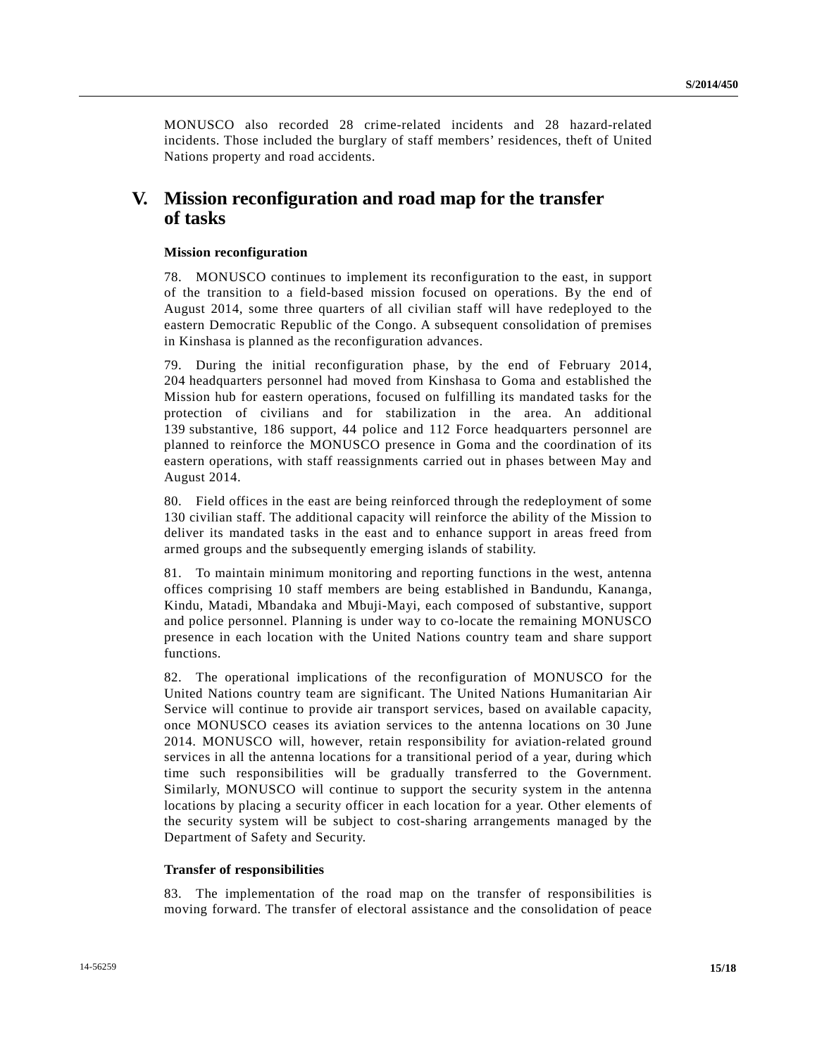MONUSCO also recorded 28 crime-related incidents and 28 hazard-related incidents. Those included the burglary of staff members' residences, theft of United Nations property and road accidents.

# V. Mission reconfiguration and road map for the transfer of tasks

### Mission reconfiguration

78. MONUSCO continues to implement its reconfiguration to the east, in support of the transition to a field-based mission focused on operations. By the end of August 2014, some three quarters of all civilian staff will have redeployed to the eastern Democratic Republic of the Congo. A subsequent consolidation of premises in Kinshasa is planned as the reconfiguration advances.

79. During the initial reconfiguration phase, by the end of February 2014, 204 headquarters personnel had moved from Kinshasa to Goma and established the Mission hub for eastern operations, focused on fulfilling its mandated tasks for the protection of civilians and for stabilization in the area. An additional 139 substantive, 186 support, 44 police and 112 Force headquarters personnel are planned to reinforce the MONUSCO presence in Goma and the coordination of its eastern operations, with staff reassignments carried out in phases between May and August 2014.

80. Field offices in the east are being reinforced through the redeployment of some 130 civilian staff. The additional capacity will reinforce the ability of the Mission to deliver its mandated tasks in the east and to enhance support in areas freed from armed groups and the subsequently emerging islands of stability.

81. To maintain minimum monitoring and reporting functions in the west, antenna offices comprising 10 staff members are being established in Bandundu, Kananga, Kindu, Matadi, Mbandaka and Mbuji-Mayi, each composed of substantive, support and police personnel. Planning is under way to co-locate the remaining MONUSCO presence in each location with the United Nations country team and share support functions.

82. The operational implications of the reconfiguration of MONUSCO for the United Nations country team are significant. The United Nations Humanitarian Air Service will continue to provide air transport services, based on available capacity, once MONUSCO ceases its aviation services to the antenna locations on 30 June 2014. MONUSCO will, however, retain responsibility for aviation-related ground services in all the antenna locations for a transitional period of a year, during which time such responsibilities will be gradually transferred to the Government. Similarly, MONUSCO will continue to support the security system in the antenna locations by placing a security officer in each location for a year. Other elements of the security system will be subject to cost-sharing arrangements managed by the Department of Safety and Security.

### Transfer of responsibilities

83. The implementation of the road map on the transfer of responsibilities is moving forward. The transfer of electoral assistance and the consolidation of peace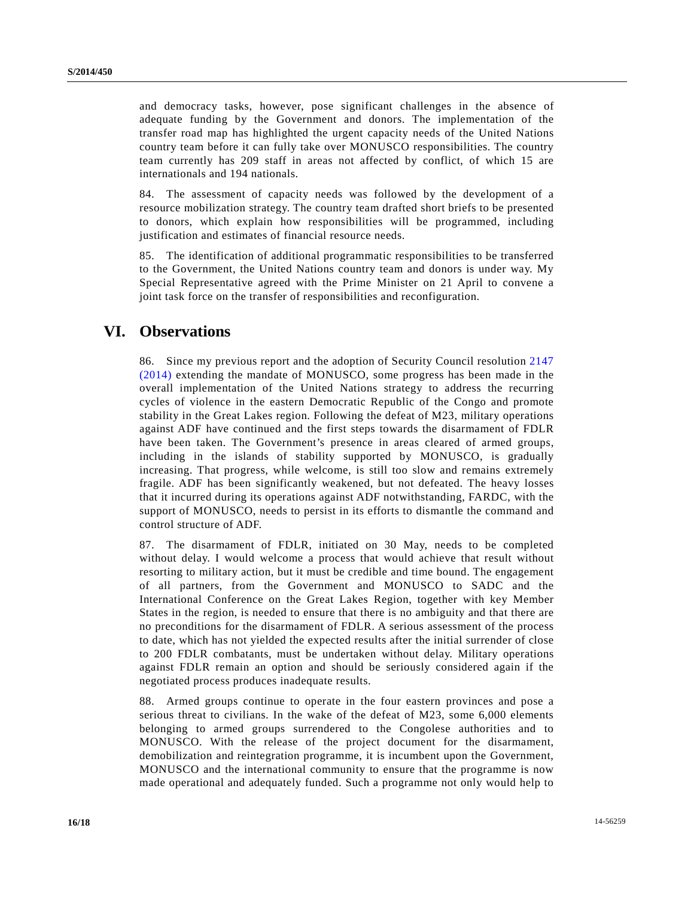and democracy tasks, however, pose significant challenges in the absence of adequate funding by the Government and donors. The implementation of the transfer road map has highlighted the urgent capacity needs of the United Nations country team before it can fully take over MONUSCO responsibilities. The country team currently has 209 staff in areas not affected by conflict, of which 15 are internationals and 194 nationals.

84. The assessment of capacity needs was followed by the development of a resource mobilization strategy. The country team drafted short briefs to be presented to donors, which explain how responsibilities will be programmed, including justification and estimates of financial resource needs.

85. The identification of additional programmatic responsibilities to be transferred to the Government, the United Nations country team and donors is under way. My Special Representative agreed with the Prime Minister on 21 April to convene a joint task force on the transfer of responsibilities and reconfiguration.

# VI. Observations

86. Since my previous report and the adoption of Security Council resolution 2147 (2014) extending the mandate of MONUSCO, some progress has been made in the overall implementation of the United Nations strategy to address the recurring cycles of violence in the eastern Democratic Republic of the Congo and promote stability in the Great Lakes region. Following the defeat of M23, military operations against ADF have continued and the first steps towards the disarmament of FDLR have been taken. The Government's presence in areas cleared of armed groups, including in the islands of stability supported by MONUSCO, is gradually increasing. That progress, while welcome, is still too slow and remains extremely fragile. ADF has been significantly weakened, but not defeated. The heavy losses that it incurred during its operations against ADF notwithstanding, FARDC, with the support of MONUSCO, needs to persist in its efforts to dismantle the command and control structure of ADF.

87. The disarmament of FDLR, initiated on 30 May, needs to be completed without delay. I would welcome a process that would achieve that result without resorting to military action, but it must be credible and time bound. The engagement of all partners, from the Government and MONUSCO to SADC and the International Conference on the Great Lakes Region, together with key Member States in the region, is needed to ensure that there is no ambiguity and that there are no preconditions for the disarmament of FDLR. A serious assessment of the process to date, which has not yielded the expected results after the initial surrender of close to 200 FDLR combatants, must be undertaken without delay. Military operations against FDLR remain an option and should be seriously considered again if the negotiated process produces inadequate results.

88. Armed groups continue to operate in the four eastern provinces and pose a serious threat to civilians. In the wake of the defeat of M23, some 6,000 elements belonging to armed groups surrendered to the Congolese authorities and to MONUSCO. With the release of the project document for the disarmament, demobilization and reintegration programme, it is incumbent upon the Government, MONUSCO and the international community to ensure that the programme is now made operational and adequately funded. Such a programme not only would help to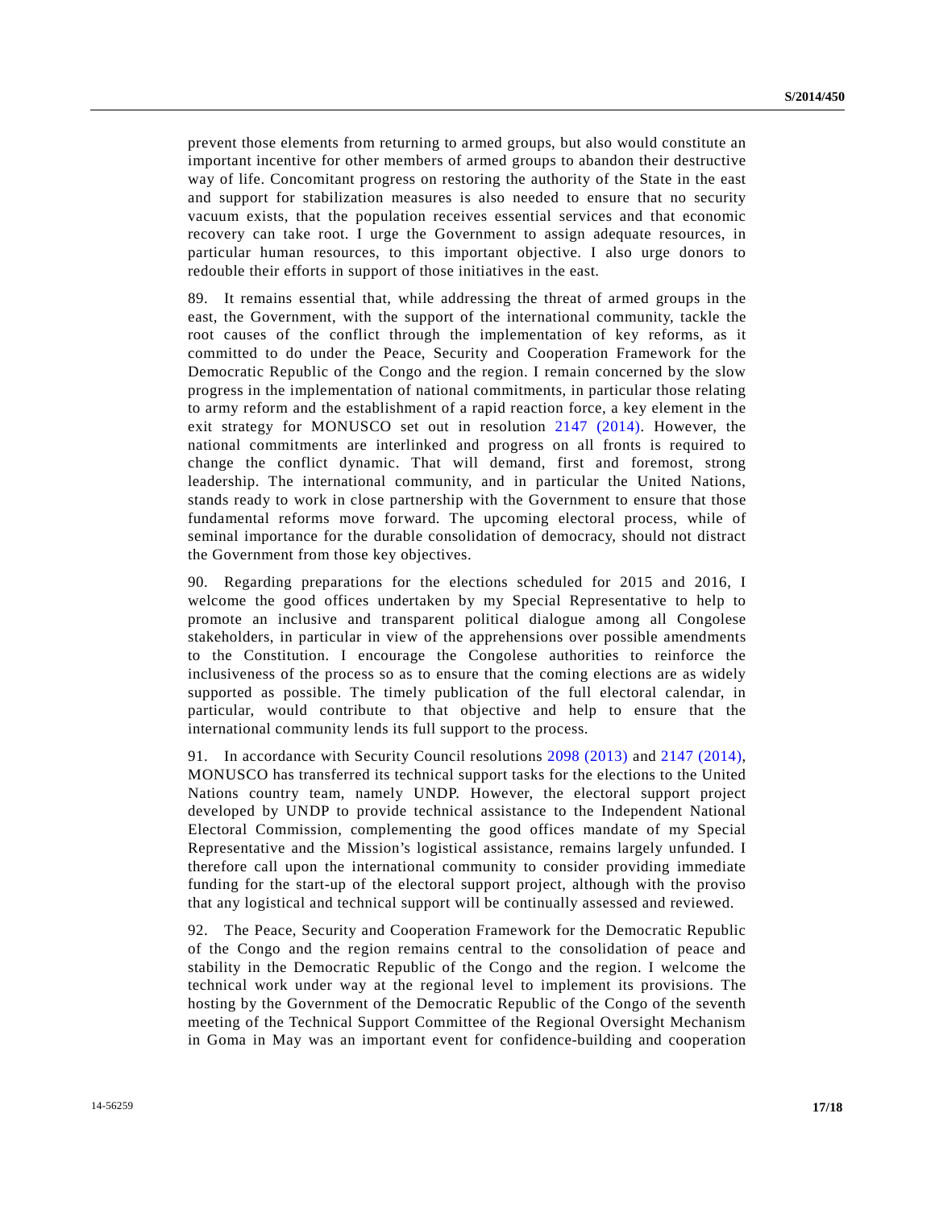prevent those elements from returning to armed groups, but also would constitute an important incentive for other members of armed groups to abandon their destructive way of life. Concomitant progress on restoring the authority of the State in the east and support for stabilization measures is also needed to ensure that no security vacuum exists, that the population receives essential services and that economic recovery can take root. I urge the Government to assign adequate resources, in particular human resources, to this important objective. I also urge donors to redouble their efforts in support of those initiatives in the east.

89. It remains essential that, while addressing the threat of armed groups in the east, the Government, with the support of the international community, tackle the root causes of the conflict through the implementation of key reforms, as it committed to do under the Peace, Security and Cooperation Framework for the Democratic Republic of the Congo and the region. I remain concerned by the slow progress in the implementation of national commitments, in particular those relating to army reform and the establishment of a rapid reaction force, a key element in the exit strategy for MONUSCO set out in resolution 2147 (2014). However, the national commitments are interlinked and progress on all fronts is required to change the conflict dynamic. That will demand, first and foremost, strong leadership. The international community, and in particular the United Nations, stands ready to work in close partnership with the Government to ensure that those fundamental reforms move forward. The upcoming electoral process, while of seminal importance for the durable consolidation of democracy, should not distract the Government from those key objectives.

90. Regarding preparations for the elections scheduled for 2015 and 2016, I welcome the good offices undertaken by my Special Representative to help to promote an inclusive and transparent political dialogue among all Congolese stakeholders, in particular in view of the apprehensions over possible amendments to the Constitution. I encourage the Congolese authorities to reinforce the inclusiveness of the process so as to ensure that the coming elections are as widely supported as possible. The timely publication of the full electoral calendar, in particular, would contribute to that objective and help to ensure that the international community lends its full support to the process.

91. In accordance with Security Council resolutions 2098 (2013) and 2147 (2014), MONUSCO has transferred its technical support tasks for the elections to the United Nations country team, namely UNDP. However, the electoral support project developed by UNDP to provide technical assistance to the Independent National Electoral Commission, complementing the good offices mandate of my Special Representative and the Mission's logistical assistance, remains largely unfunded. I therefore call upon the international community to consider providing immediate funding for the start-up of the electoral support project, although with the proviso that any logistical and technical support will be continually assessed and reviewed.

92. The Peace, Security and Cooperation Framework for the Democratic Republic of the Congo and the region remains central to the consolidation of peace and stability in the Democratic Republic of the Congo and the region. I welcome the technical work under way at the regional level to implement its provisions. The hosting by the Government of the Democratic Republic of the Congo of the seventh meeting of the Technical Support Committee of the Regional Oversight Mechanism in Goma in May was an important event for confidence-building and cooperation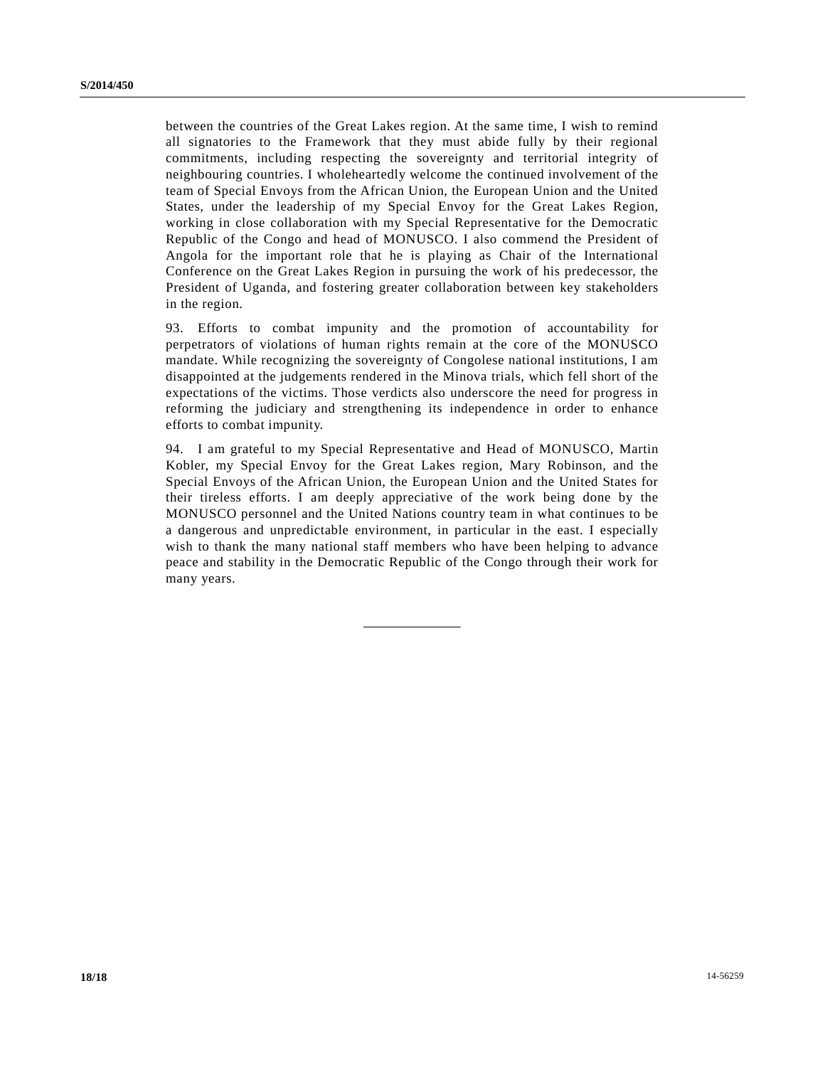between the countries of the Great Lakes region. At the same time, I wish to remind all signatories to the Framework that they must abide fully by their regional commitments, including respecting the sovereignty and territorial integrity of neighbouring countries. I wholeheartedly welcome the continued involvement of the team of Special Envoys from the African Union, the European Union and the United States, under the leadership of my Special Envoy for the Great Lakes Region, working in close collaboration with my Special Representative for the Democratic Republic of the Congo and head of MONUSCO. I also commend the President of Angola for the important role that he is playing as Chair of the International Conference on the Great Lakes Region in pursuing the work of his predecessor, the President of Uganda, and fostering greater collaboration between key stakeholders in the region.

93. Efforts to combat impunity and the promotion of accountability for perpetrators of violations of human rights remain at the core of the MONUSCO mandate. While recognizing the sovereignty of Congolese national institutions, I am disappointed at the judgements rendered in the Minova trials, which fell short of the expectations of the victims. Those verdicts also underscore the need for progress in reforming the judiciary and strengthening its independence in order to enhance efforts to combat impunity.

94. I am grateful to my Special Representative and Head of MONUSCO, Martin Kobler, my Special Envoy for the Great Lakes region, Mary Robinson, and the Special Envoys of the African Union, the European Union and the United States for their tireless efforts. I am deeply appreciative of the work being done by the MONUSCO personnel and the United Nations country team in what continues to be a dangerous and unpredictable environment, in particular in the east. I especially wish to thank the many national staff members who have been helping to advance peace and stability in the Democratic Republic of the Congo through their work for many years.